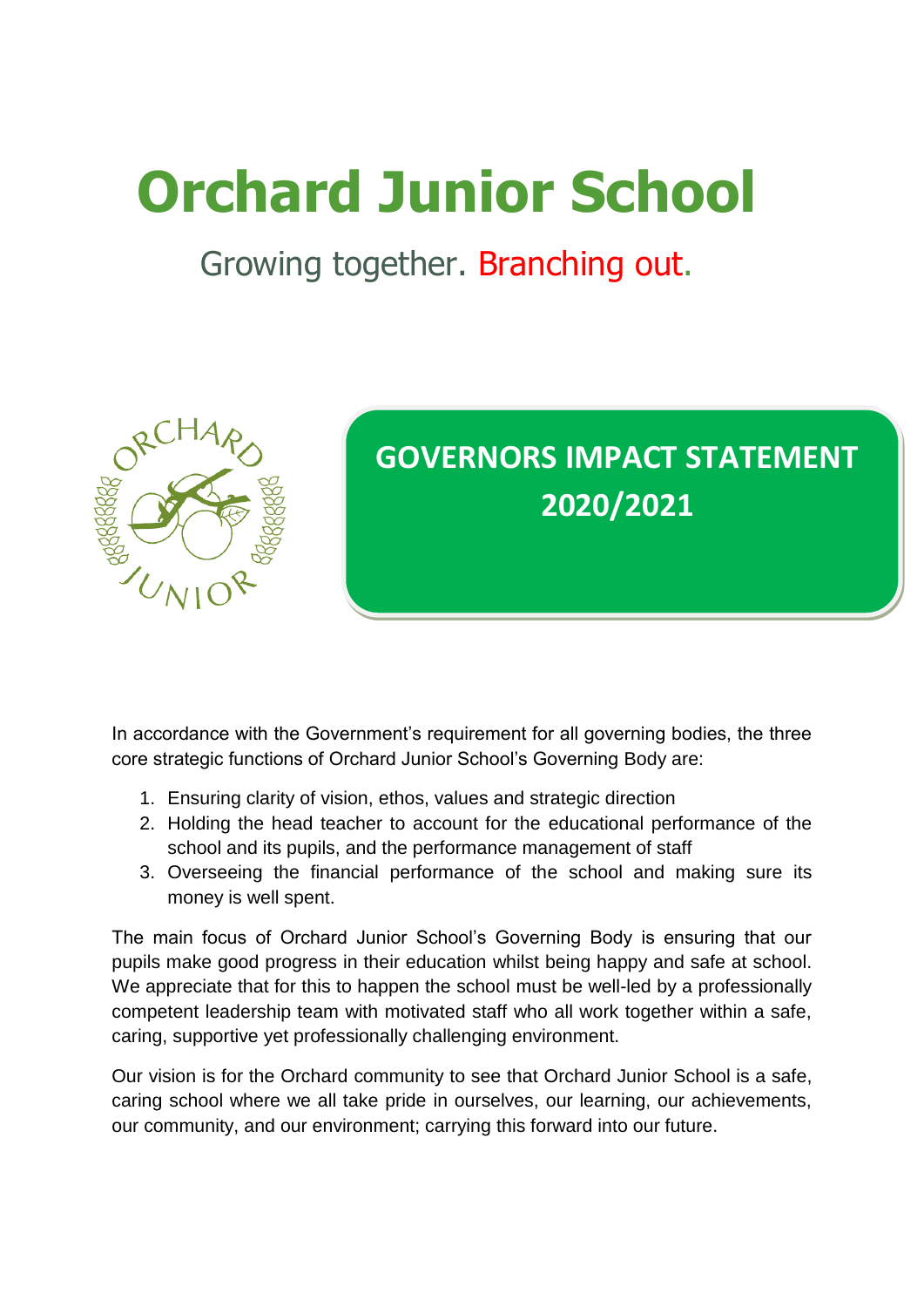# Orchard Junior School

Growing together. Branching out.

## GOVERNORS IMPACT STATEMENT 2020/2021

In accordance with the Government's requirement for all governing bodies, the three core strategic functions of Orchard Junior School's Governing Body are:

1. Ensuring clarity of vision, ethos, values and strategic direction
2. Holding the head teacher to account for the educational performance of the school and its pupils, and the performance management of staff
3. Overseeing the financial performance of the school and making sure its money is well spent.

The main focus of Orchard Junior School's Governing Body is ensuring that our pupils make good progress in their education whilst being happy and safe at school. We appreciate that for this to happen the school must be well-led by a professionally competent leadership team with motivated staff who all work together within a safe, caring, supportive yet professionally challenging environment.

Our vision is for the Orchard community to see that Orchard Junior School is a safe, caring school where we all take pride in ourselves, our learning, our achievements, our community, and our environment; carrying this forward into our future.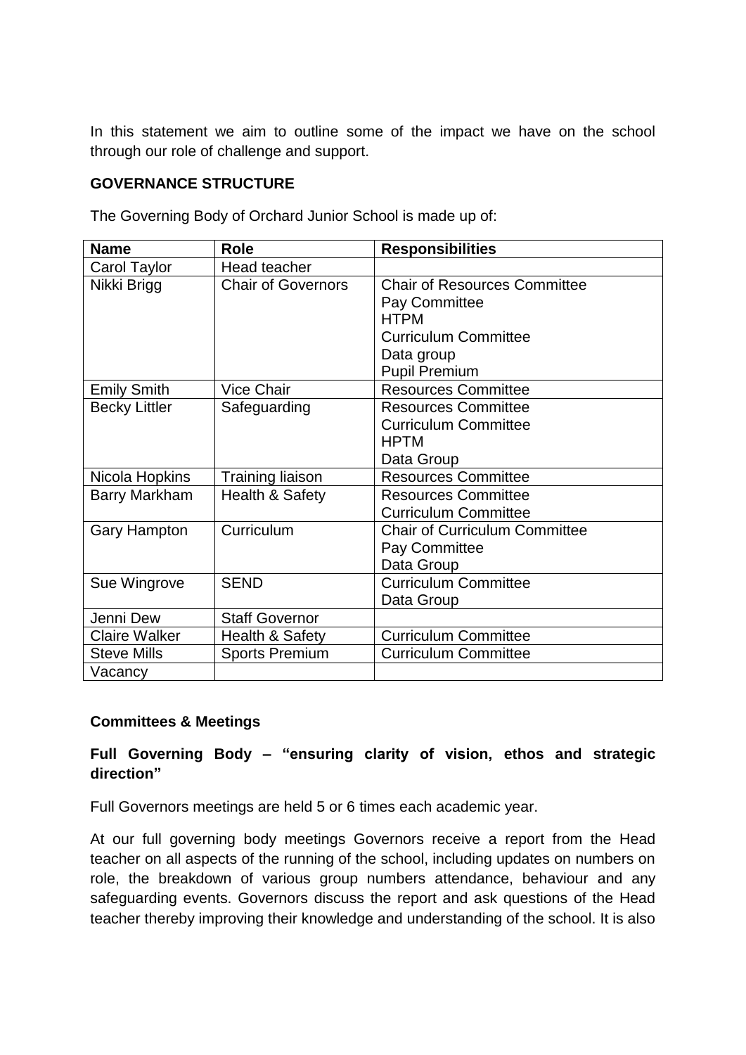In this statement we aim to outline some of the impact we have on the school through our role of challenge and support.

**GOVERNANCE STRUCTURE**

The Governing Body of Orchard Junior School is made up of:

| Name | Role | Responsibilities |
|---|---|---|
| Carol Taylor | Head teacher | |
| Nikki Brigg | Chair of Governors | Chair of Resources Committee<br>Pay Committee<br>HTPM<br>Curriculum Committee<br>Data group<br>Pupil Premium |
| Emily Smith | Vice Chair | Resources Committee |
| Becky Littler | Safeguarding | Resources Committee<br>Curriculum Committee<br>HPTM<br>Data Group |
| Nicola Hopkins | Training liaison | Resources Committee |
| Barry Markham | Health & Safety | Resources Committee<br>Curriculum Committee |
| Gary Hampton | Curriculum | Chair of Curriculum Committee<br>Pay Committee<br>Data Group |
| Sue Wingrove | SEND | Curriculum Committee<br>Data Group |
| Jenni Dew | Staff Governor | |
| Claire Walker | Health & Safety | Curriculum Committee |
| Steve Mills | Sports Premium | Curriculum Committee |
| Vacancy | | |

**Committees & Meetings**

**Full Governing Body – "ensuring clarity of vision, ethos and strategic direction"**

Full Governors meetings are held 5 or 6 times each academic year.

At our full governing body meetings Governors receive a report from the Head teacher on all aspects of the running of the school, including updates on numbers on role, the breakdown of various group numbers attendance, behaviour and any safeguarding events. Governors discuss the report and ask questions of the Head teacher thereby improving their knowledge and understanding of the school. It is also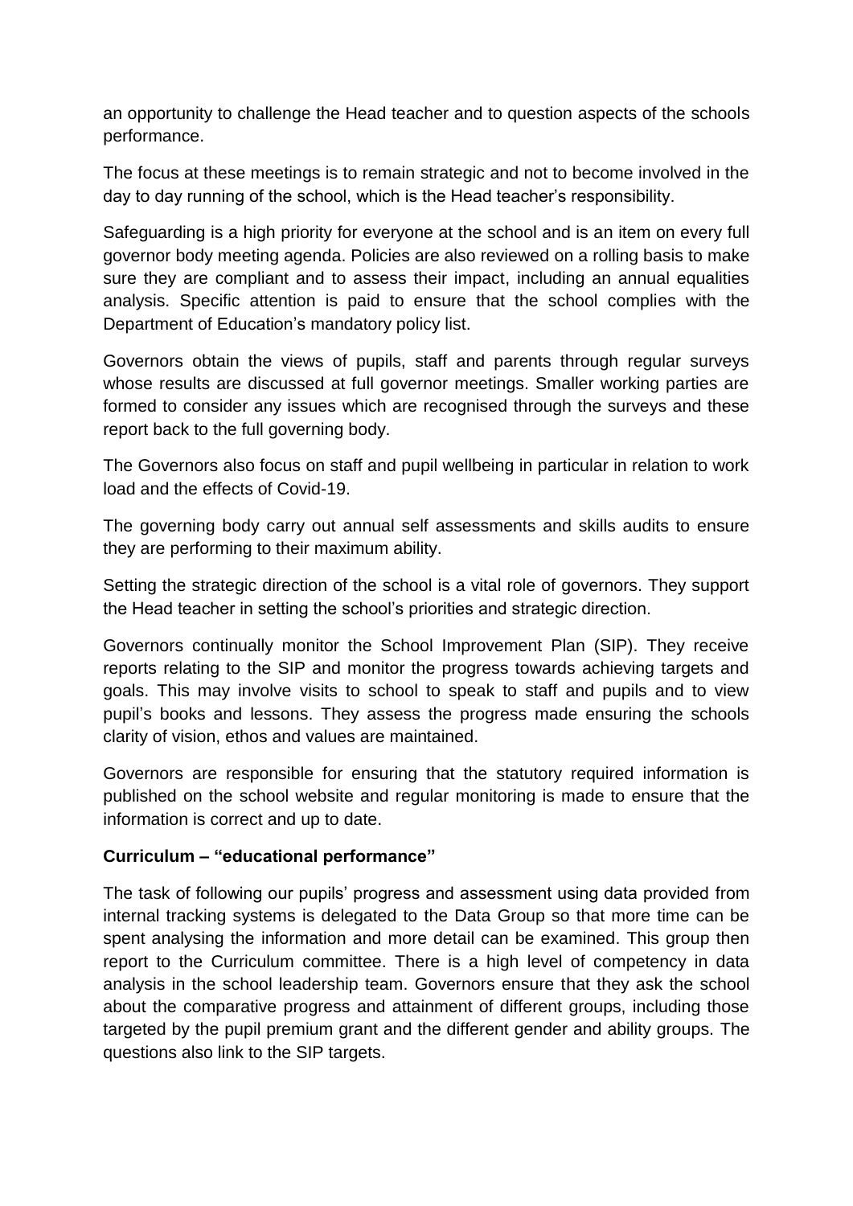an opportunity to challenge the Head teacher and to question aspects of the schools performance.

The focus at these meetings is to remain strategic and not to become involved in the day to day running of the school, which is the Head teacher's responsibility.

Safeguarding is a high priority for everyone at the school and is an item on every full governor body meeting agenda. Policies are also reviewed on a rolling basis to make sure they are compliant and to assess their impact, including an annual equalities analysis. Specific attention is paid to ensure that the school complies with the Department of Education's mandatory policy list.

Governors obtain the views of pupils, staff and parents through regular surveys whose results are discussed at full governor meetings. Smaller working parties are formed to consider any issues which are recognised through the surveys and these report back to the full governing body.

The Governors also focus on staff and pupil wellbeing in particular in relation to work load and the effects of Covid-19.

The governing body carry out annual self assessments and skills audits to ensure they are performing to their maximum ability.

Setting the strategic direction of the school is a vital role of governors. They support the Head teacher in setting the school's priorities and strategic direction.

Governors continually monitor the School Improvement Plan (SIP). They receive reports relating to the SIP and monitor the progress towards achieving targets and goals. This may involve visits to school to speak to staff and pupils and to view pupil's books and lessons. They assess the progress made ensuring the schools clarity of vision, ethos and values are maintained.

Governors are responsible for ensuring that the statutory required information is published on the school website and regular monitoring is made to ensure that the information is correct and up to date.

**Curriculum – "educational performance"**

The task of following our pupils' progress and assessment using data provided from internal tracking systems is delegated to the Data Group so that more time can be spent analysing the information and more detail can be examined. This group then report to the Curriculum committee. There is a high level of competency in data analysis in the school leadership team. Governors ensure that they ask the school about the comparative progress and attainment of different groups, including those targeted by the pupil premium grant and the different gender and ability groups. The questions also link to the SIP targets.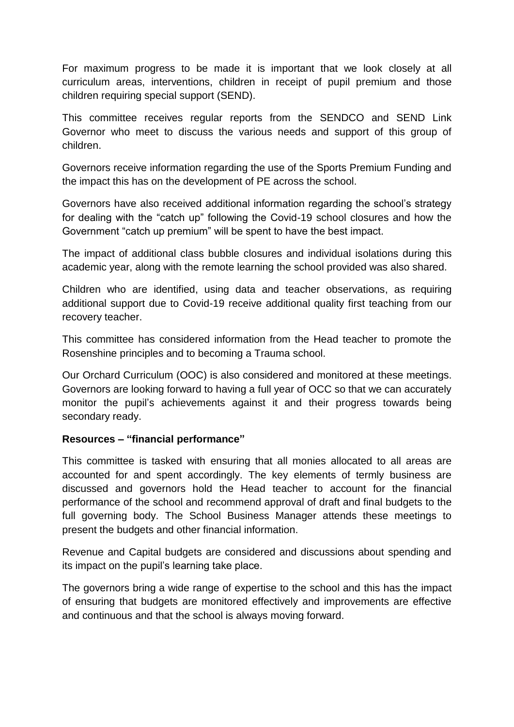For maximum progress to be made it is important that we look closely at all curriculum areas, interventions, children in receipt of pupil premium and those children requiring special support (SEND).

This committee receives regular reports from the SENDCO and SEND Link Governor who meet to discuss the various needs and support of this group of children.

Governors receive information regarding the use of the Sports Premium Funding and the impact this has on the development of PE across the school.

Governors have also received additional information regarding the school's strategy for dealing with the "catch up" following the Covid-19 school closures and how the Government "catch up premium" will be spent to have the best impact.

The impact of additional class bubble closures and individual isolations during this academic year, along with the remote learning the school provided was also shared.

Children who are identified, using data and teacher observations, as requiring additional support due to Covid-19 receive additional quality first teaching from our recovery teacher.

This committee has considered information from the Head teacher to promote the Rosenshine principles and to becoming a Trauma school.

Our Orchard Curriculum (OOC) is also considered and monitored at these meetings. Governors are looking forward to having a full year of OCC so that we can accurately monitor the pupil's achievements against it and their progress towards being secondary ready.

**Resources – "financial performance"**

This committee is tasked with ensuring that all monies allocated to all areas are accounted for and spent accordingly. The key elements of termly business are discussed and governors hold the Head teacher to account for the financial performance of the school and recommend approval of draft and final budgets to the full governing body. The School Business Manager attends these meetings to present the budgets and other financial information.

Revenue and Capital budgets are considered and discussions about spending and its impact on the pupil's learning take place.

The governors bring a wide range of expertise to the school and this has the impact of ensuring that budgets are monitored effectively and improvements are effective and continuous and that the school is always moving forward.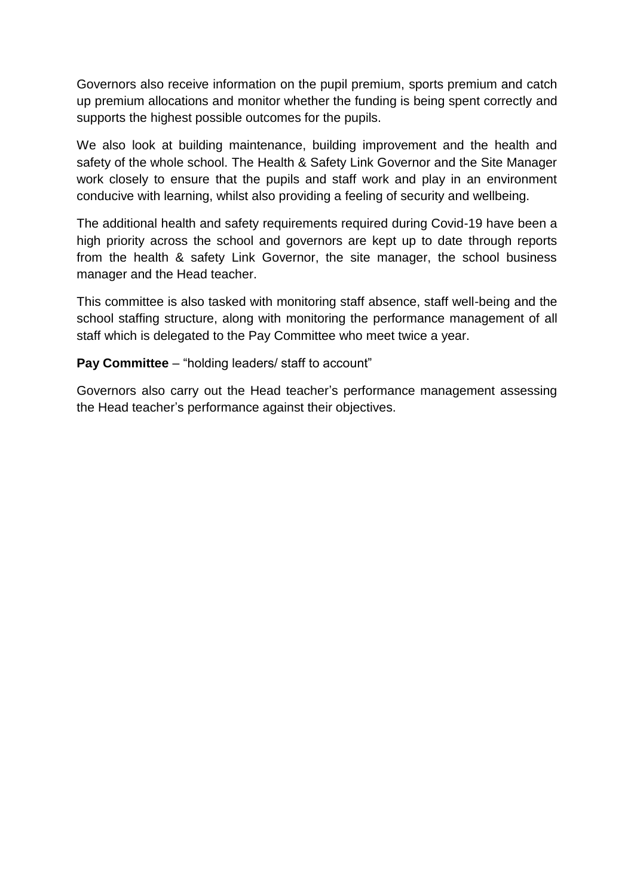Governors also receive information on the pupil premium, sports premium and catch up premium allocations and monitor whether the funding is being spent correctly and supports the highest possible outcomes for the pupils.

We also look at building maintenance, building improvement and the health and safety of the whole school. The Health & Safety Link Governor and the Site Manager work closely to ensure that the pupils and staff work and play in an environment conducive with learning, whilst also providing a feeling of security and wellbeing.

The additional health and safety requirements required during Covid-19 have been a high priority across the school and governors are kept up to date through reports from the health & safety Link Governor, the site manager, the school business manager and the Head teacher.

This committee is also tasked with monitoring staff absence, staff well-being and the school staffing structure, along with monitoring the performance management of all staff which is delegated to the Pay Committee who meet twice a year.

**Pay Committee** – "holding leaders/ staff to account"

Governors also carry out the Head teacher's performance management assessing the Head teacher's performance against their objectives.